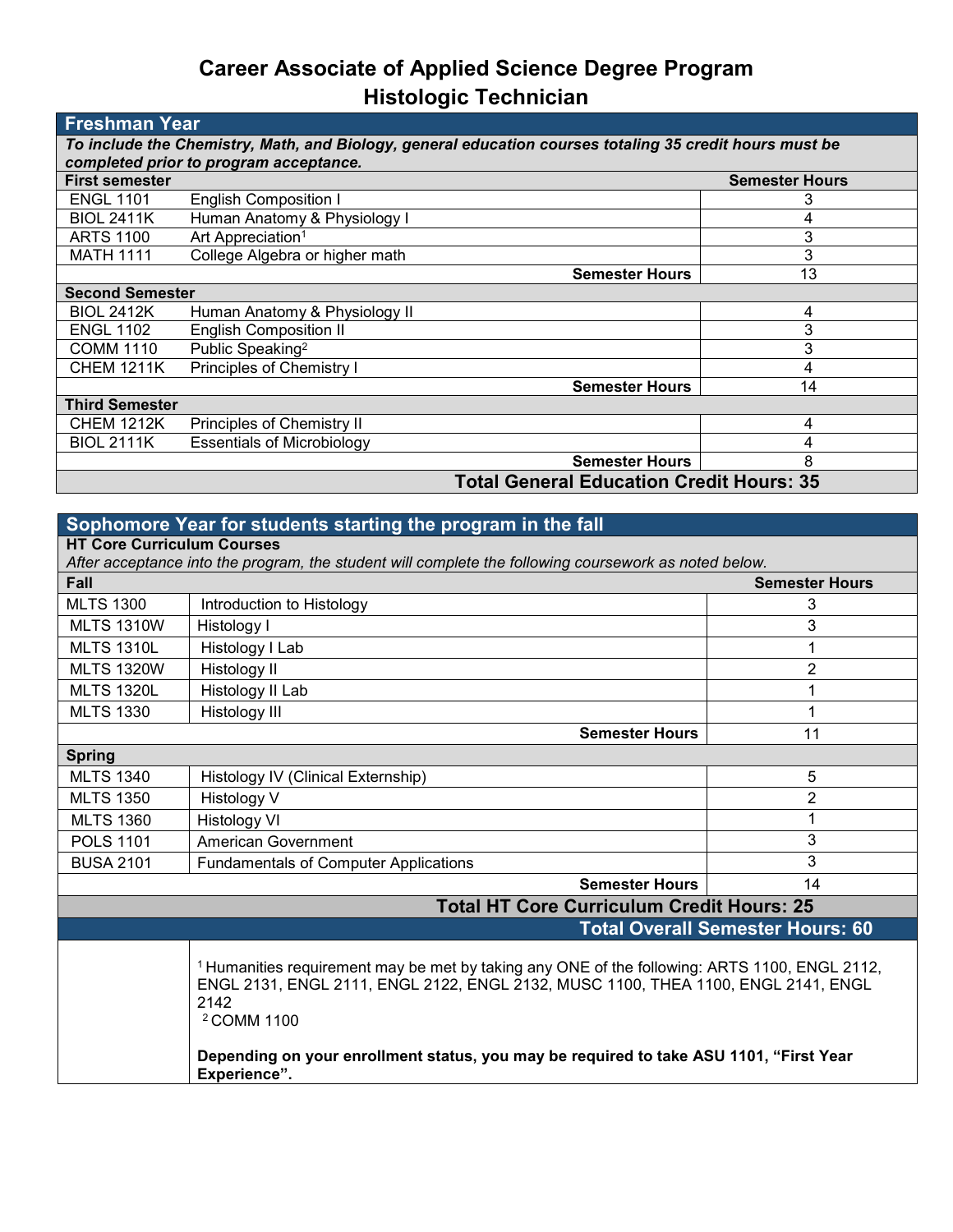# Career Associate of Applied Science Degree Program
# Histologic Technician

| Freshman Year | | |
|---|---|---|
| ***To include the Chemistry, Math, and Biology, general education courses totaling 35 credit hours must be completed prior to program acceptance.*** | | |
| **First semester** | | **Semester Hours** |
| ENGL 1101 | English Composition I | 3 |
| BIOL 2411K | Human Anatomy & Physiology I | 4 |
| ARTS 1100 | Art Appreciation[1] | 3 |
| MATH 1111 | College Algebra or higher math | 3 |
| | **Semester Hours** | 13 |
| **Second Semester** | | |
| BIOL 2412K | Human Anatomy & Physiology II | 4 |
| ENGL 1102 | English Composition II | 3 |
| COMM 1110 | Public Speaking[2] | 3 |
| CHEM 1211K | Principles of Chemistry I | 4 |
| | **Semester Hours** | 14 |
| **Third Semester** | | |
| CHEM 1212K | Principles of Chemistry II | 4 |
| BIOL 2111K | Essentials of Microbiology | 4 |
| | **Semester Hours** | 8 |
| | **Total General Education Credit Hours: 35** | |

| Sophomore Year for students starting the program in the fall | | |
|---|---|---|
| **HT Core Curriculum Courses** *After acceptance into the program, the student will complete the following coursework as noted below.* | | |
| **Fall** | | **Semester Hours** |
| MLTS 1300 | Introduction to Histology | 3 |
| MLTS 1310W | Histology I | 3 |
| MLTS 1310L | Histology I Lab | 1 |
| MLTS 1320W | Histology II | 2 |
| MLTS 1320L | Histology II Lab | 1 |
| MLTS 1330 | Histology III | 1 |
| | **Semester Hours** | 11 |
| **Spring** | | |
| MLTS 1340 | Histology IV (Clinical Externship) | 5 |
| MLTS 1350 | Histology V | 2 |
| MLTS 1360 | Histology VI | 1 |
| POLS 1101 | American Government | 3 |
| BUSA 2101 | Fundamentals of Computer Applications | 3 |
| | **Semester Hours** | 14 |
| | **Total HT Core Curriculum Credit Hours: 25** | |
| | **Total Overall Semester Hours: 60** | |

[1] Humanities requirement may be met by taking any ONE of the following: ARTS 1100, ENGL 2112, ENGL 2131, ENGL 2111, ENGL 2122, ENGL 2132, MUSC 1100, THEA 1100, ENGL 2141, ENGL 2142

[2] COMM 1100

**Depending on your enrollment status, you may be required to take ASU 1101, "First Year Experience".**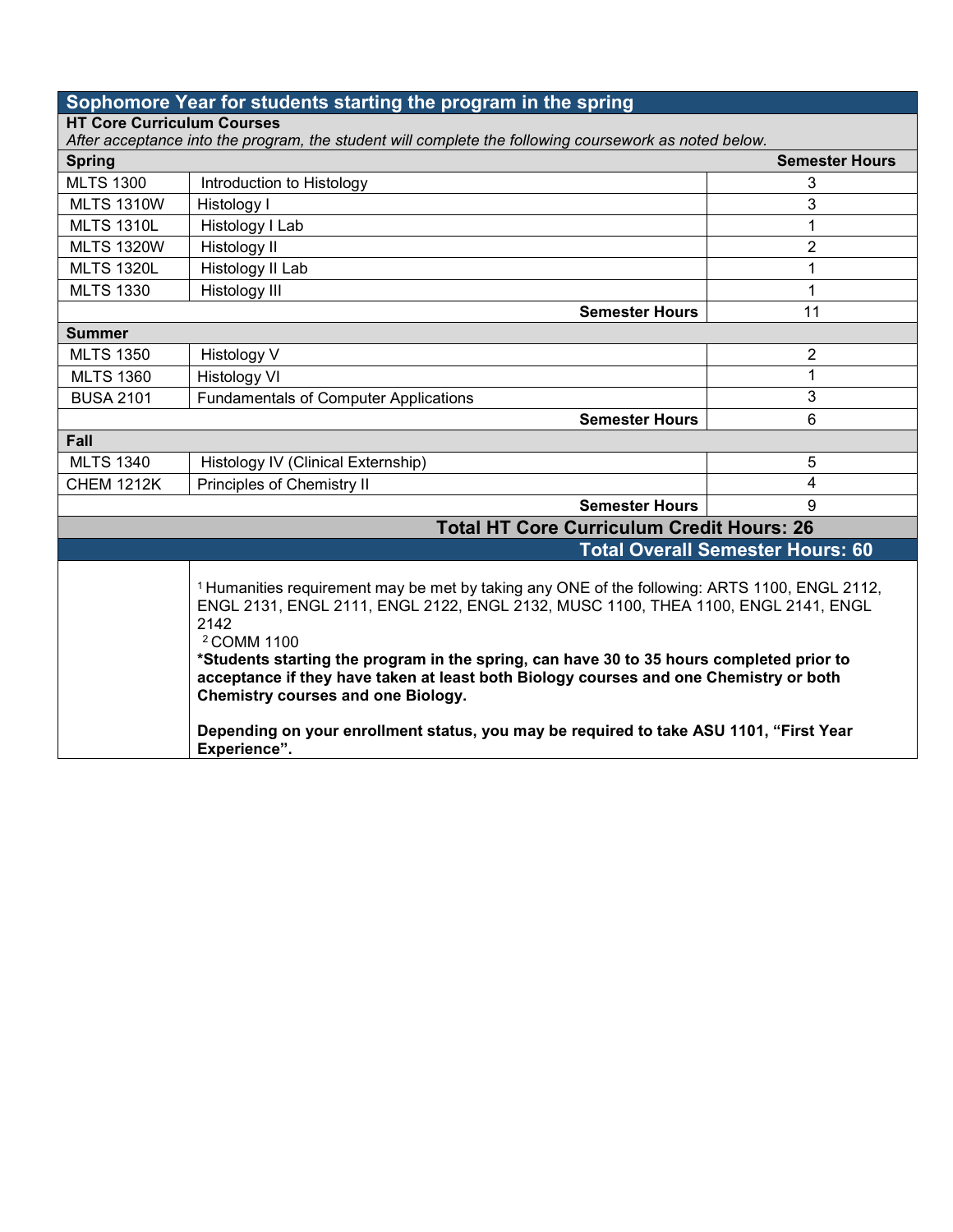## Sophomore Year for students starting the program in the spring

**HT Core Curriculum Courses**

*After acceptance into the program, the student will complete the following coursework as noted below.*

| **Spring** | | **Semester Hours** |
|---|---|---|
| MLTS 1300 | Introduction to Histology | 3 |
| MLTS 1310W | Histology I | 3 |
| MLTS 1310L | Histology I Lab | 1 |
| MLTS 1320W | Histology II | 2 |
| MLTS 1320L | Histology II Lab | 1 |
| MLTS 1330 | Histology III | 1 |
| | **Semester Hours** | 11 |
| **Summer** | | |
| MLTS 1350 | Histology V | 2 |
| MLTS 1360 | Histology VI | 1 |
| BUSA 2101 | Fundamentals of Computer Applications | 3 |
| | **Semester Hours** | 6 |
| **Fall** | | |
| MLTS 1340 | Histology IV (Clinical Externship) | 5 |
| CHEM 1212K | Principles of Chemistry II | 4 |
| | **Semester Hours** | 9 |
| | **Total HT Core Curriculum Credit Hours: 26** | |
| | **Total Overall Semester Hours: 60** | |

[1] Humanities requirement may be met by taking any ONE of the following: ARTS 1100, ENGL 2112, ENGL 2131, ENGL 2111, ENGL 2122, ENGL 2132, MUSC 1100, THEA 1100, ENGL 2141, ENGL 2142

[2] COMM 1100

**\*Students starting the program in the spring, can have 30 to 35 hours completed prior to acceptance if they have taken at least both Biology courses and one Chemistry or both Chemistry courses and one Biology.**

**Depending on your enrollment status, you may be required to take ASU 1101, "First Year Experience".**